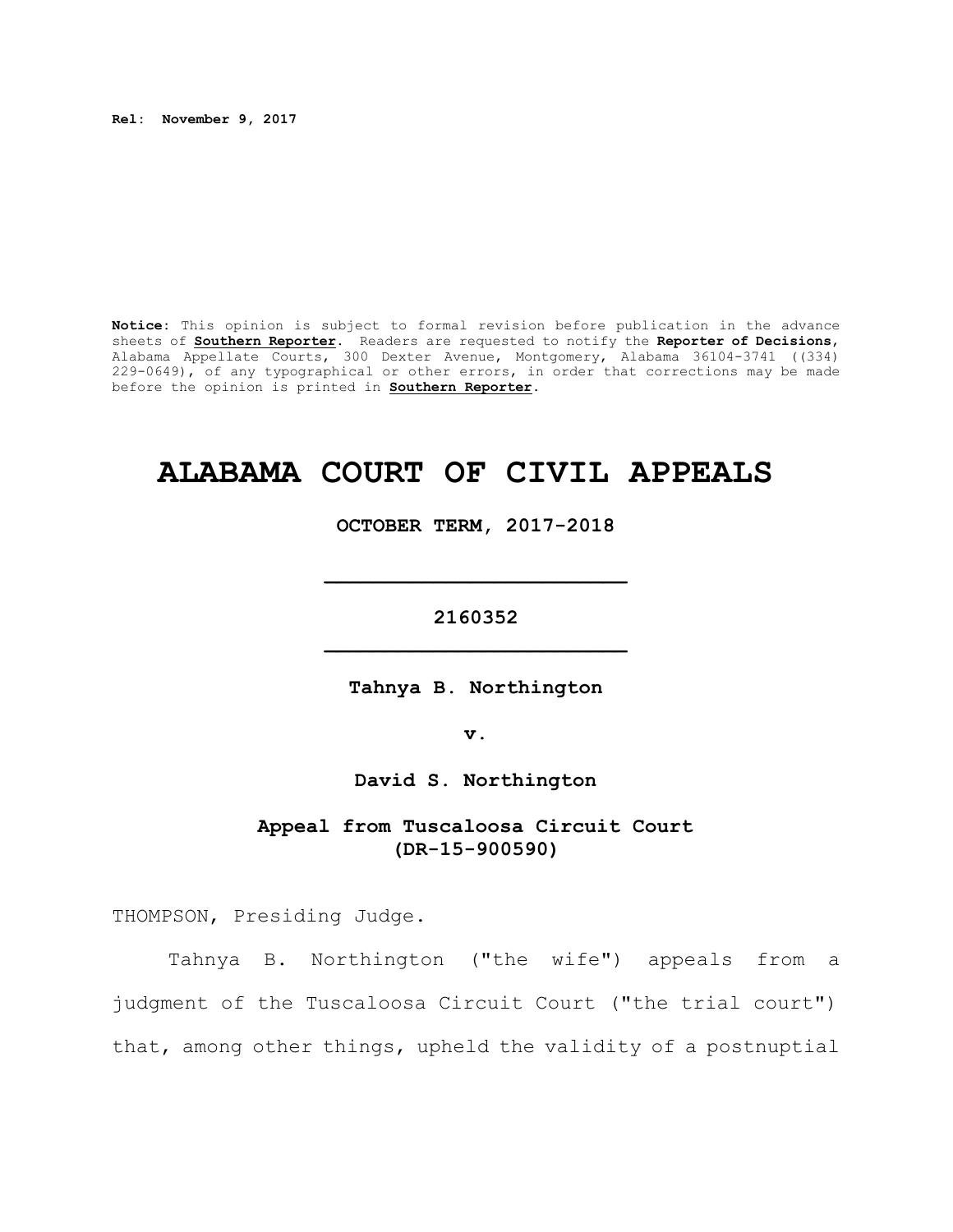**Rel: November 9, 2017**

**Notice:** This opinion is subject to formal revision before publication in the advance sheets of **Southern Reporter**. Readers are requested to notify the **Reporter of Decisions**, Alabama Appellate Courts, 300 Dexter Avenue, Montgomery, Alabama 36104-3741 ((334) 229-0649), of any typographical or other errors, in order that corrections may be made before the opinion is printed in **Southern Reporter**.

# ALABAMA COURT OF CIVIL APPEALS

**OCTOBER TERM, 2017-2018**

---

**2160352**

---

**Tahnya B. Northington**

**v.**

**David S. Northington**

**Appeal from Tuscaloosa Circuit Court (DR-15-900590)**

THOMPSON, Presiding Judge.

Tahnya B. Northington ("the wife") appeals from a judgment of the Tuscaloosa Circuit Court ("the trial court") that, among other things, upheld the validity of a postnuptial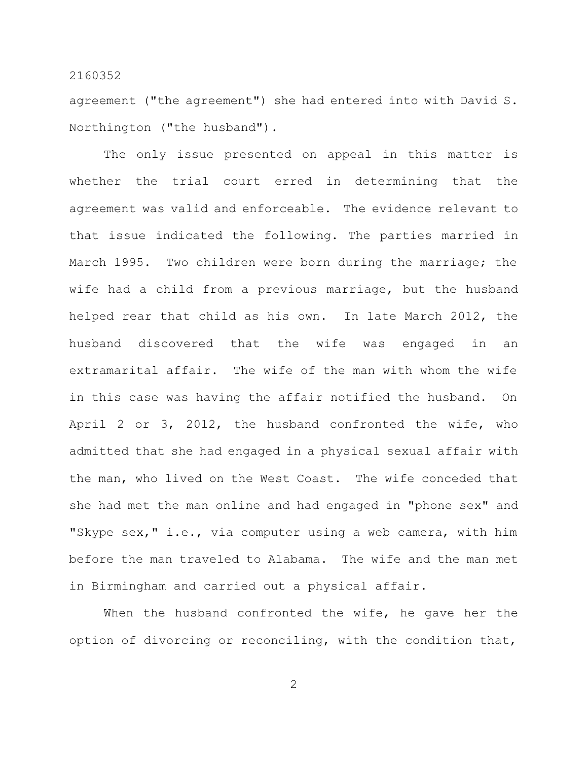agreement ("the agreement") she had entered into with David S. Northington ("the husband").

The only issue presented on appeal in this matter is whether the trial court erred in determining that the agreement was valid and enforceable. The evidence relevant to that issue indicated the following. The parties married in March 1995. Two children were born during the marriage; the wife had a child from a previous marriage, but the husband helped rear that child as his own. In late March 2012, the husband discovered that the wife was engaged in an extramarital affair. The wife of the man with whom the wife in this case was having the affair notified the husband. On April 2 or 3, 2012, the husband confronted the wife, who admitted that she had engaged in a physical sexual affair with the man, who lived on the West Coast. The wife conceded that she had met the man online and had engaged in "phone sex" and "Skype sex," i.e., via computer using a web camera, with him before the man traveled to Alabama. The wife and the man met in Birmingham and carried out a physical affair.

When the husband confronted the wife, he gave her the option of divorcing or reconciling, with the condition that,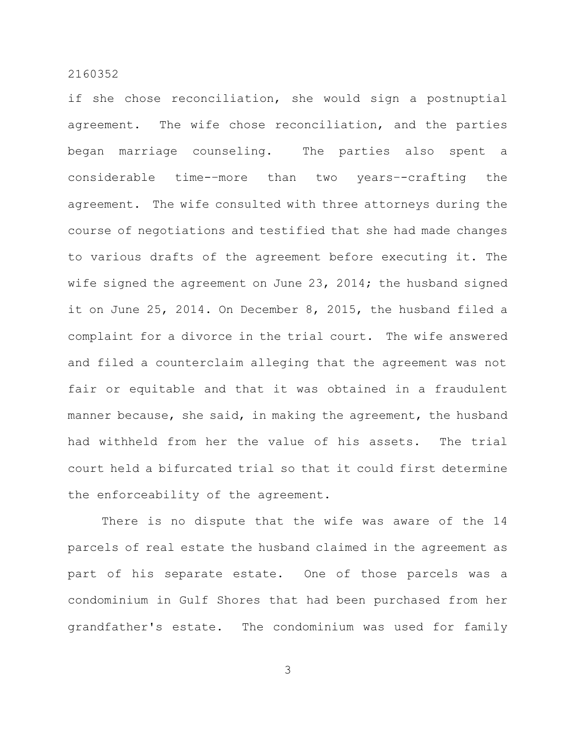if she chose reconciliation, she would sign a postnuptial agreement. The wife chose reconciliation, and the parties began marriage counseling. The parties also spent a considerable time--more than two years--crafting the agreement. The wife consulted with three attorneys during the course of negotiations and testified that she had made changes to various drafts of the agreement before executing it. The wife signed the agreement on June 23, 2014; the husband signed it on June 25, 2014. On December 8, 2015, the husband filed a complaint for a divorce in the trial court. The wife answered and filed a counterclaim alleging that the agreement was not fair or equitable and that it was obtained in a fraudulent manner because, she said, in making the agreement, the husband had withheld from her the value of his assets. The trial court held a bifurcated trial so that it could first determine the enforceability of the agreement.

There is no dispute that the wife was aware of the 14 parcels of real estate the husband claimed in the agreement as part of his separate estate. One of those parcels was a condominium in Gulf Shores that had been purchased from her grandfather's estate. The condominium was used for family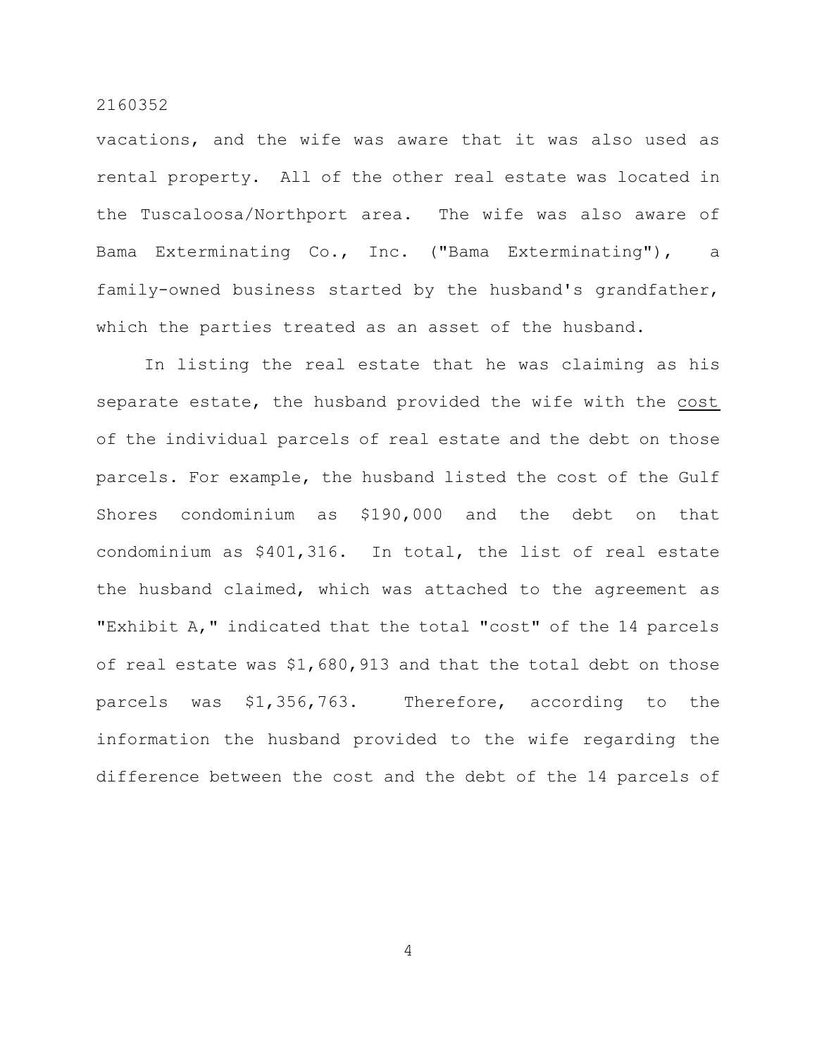vacations, and the wife was aware that it was also used as rental property. All of the other real estate was located in the Tuscaloosa/Northport area. The wife was also aware of Bama Exterminating Co., Inc. ("Bama Exterminating"), a family-owned business started by the husband's grandfather, which the parties treated as an asset of the husband.

In listing the real estate that he was claiming as his separate estate, the husband provided the wife with the <u>cost</u> of the individual parcels of real estate and the debt on those parcels. For example, the husband listed the cost of the Gulf Shores condominium as $190,000 and the debt on that condominium as $401,316. In total, the list of real estate the husband claimed, which was attached to the agreement as "Exhibit A," indicated that the total "cost" of the 14 parcels of real estate was $1,680,913 and that the total debt on those parcels was $1,356,763. Therefore, according to the information the husband provided to the wife regarding the difference between the cost and the debt of the 14 parcels of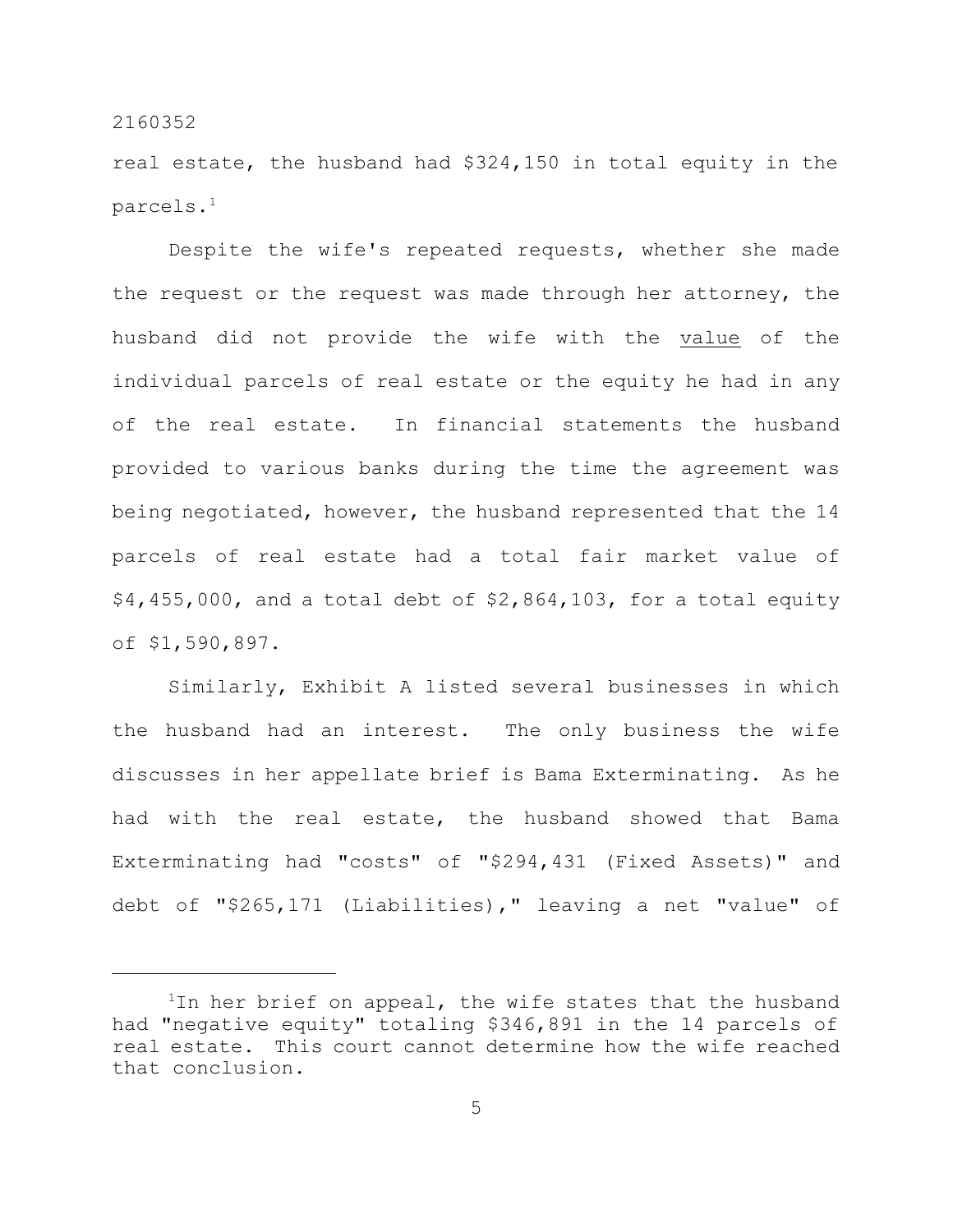real estate, the husband had $324,150 in total equity in the parcels.[1]

Despite the wife's repeated requests, whether she made the request or the request was made through her attorney, the husband did not provide the wife with the value of the individual parcels of real estate or the equity he had in any of the real estate. In financial statements the husband provided to various banks during the time the agreement was being negotiated, however, the husband represented that the 14 parcels of real estate had a total fair market value of $4,455,000, and a total debt of $2,864,103, for a total equity of $1,590,897.

Similarly, Exhibit A listed several businesses in which the husband had an interest. The only business the wife discusses in her appellate brief is Bama Exterminating. As he had with the real estate, the husband showed that Bama Exterminating had "costs" of "$294,431 (Fixed Assets)" and debt of "$265,171 (Liabilities)," leaving a net "value" of

---

[1] In her brief on appeal, the wife states that the husband had "negative equity" totaling $346,891 in the 14 parcels of real estate. This court cannot determine how the wife reached that conclusion.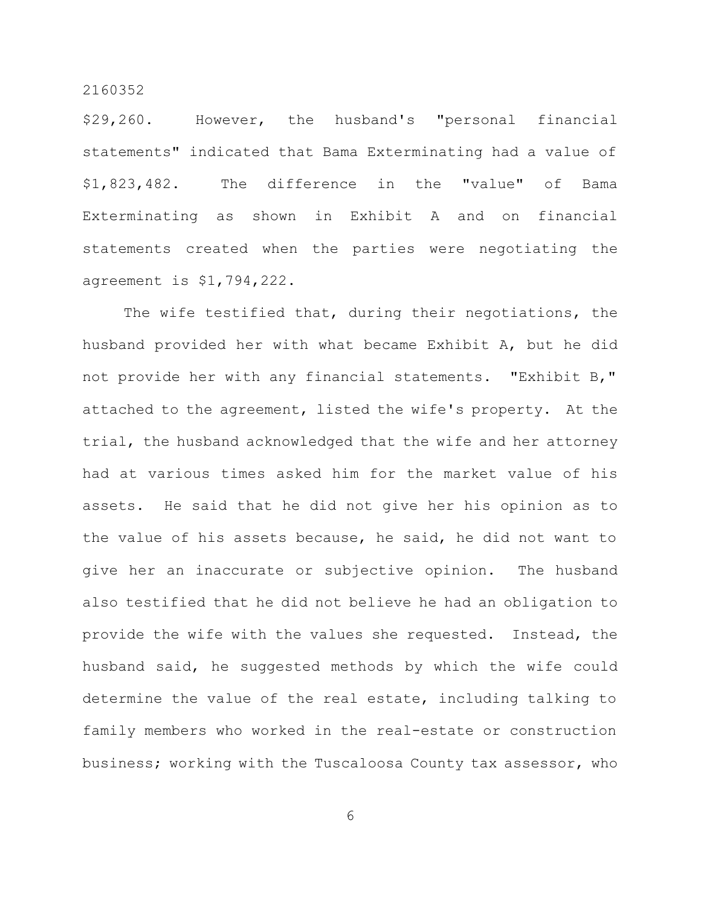$29,260. However, the husband's "personal financial statements" indicated that Bama Exterminating had a value of $1,823,482. The difference in the "value" of Bama Exterminating as shown in Exhibit A and on financial statements created when the parties were negotiating the agreement is $1,794,222.

The wife testified that, during their negotiations, the husband provided her with what became Exhibit A, but he did not provide her with any financial statements. "Exhibit B," attached to the agreement, listed the wife's property. At the trial, the husband acknowledged that the wife and her attorney had at various times asked him for the market value of his assets. He said that he did not give her his opinion as to the value of his assets because, he said, he did not want to give her an inaccurate or subjective opinion. The husband also testified that he did not believe he had an obligation to provide the wife with the values she requested. Instead, the husband said, he suggested methods by which the wife could determine the value of the real estate, including talking to family members who worked in the real-estate or construction business; working with the Tuscaloosa County tax assessor, who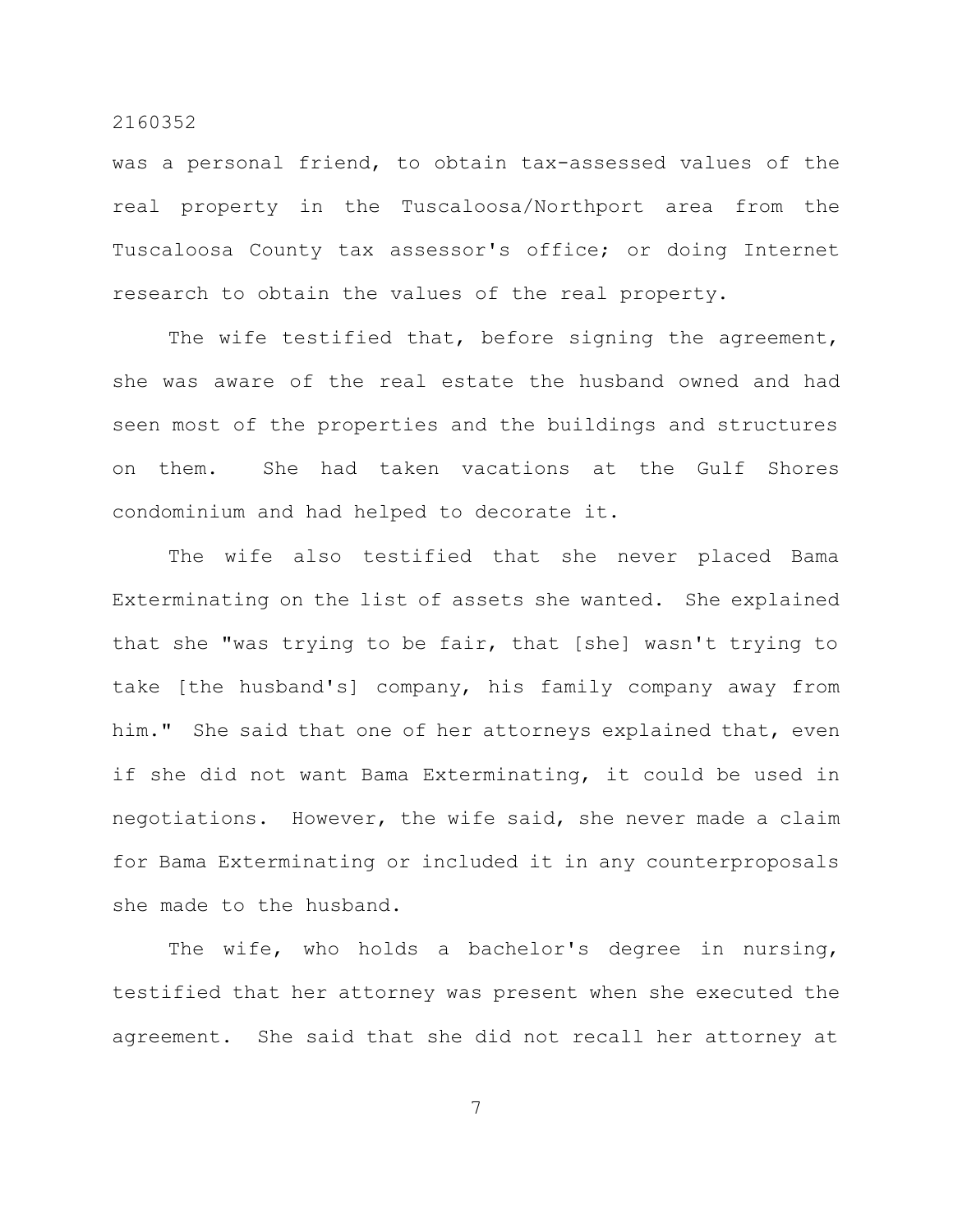was a personal friend, to obtain tax-assessed values of the real property in the Tuscaloosa/Northport area from the Tuscaloosa County tax assessor's office; or doing Internet research to obtain the values of the real property.

The wife testified that, before signing the agreement, she was aware of the real estate the husband owned and had seen most of the properties and the buildings and structures on them. She had taken vacations at the Gulf Shores condominium and had helped to decorate it.

The wife also testified that she never placed Bama Exterminating on the list of assets she wanted. She explained that she "was trying to be fair, that [she] wasn't trying to take [the husband's] company, his family company away from him." She said that one of her attorneys explained that, even if she did not want Bama Exterminating, it could be used in negotiations. However, the wife said, she never made a claim for Bama Exterminating or included it in any counterproposals she made to the husband.

The wife, who holds a bachelor's degree in nursing, testified that her attorney was present when she executed the agreement. She said that she did not recall her attorney at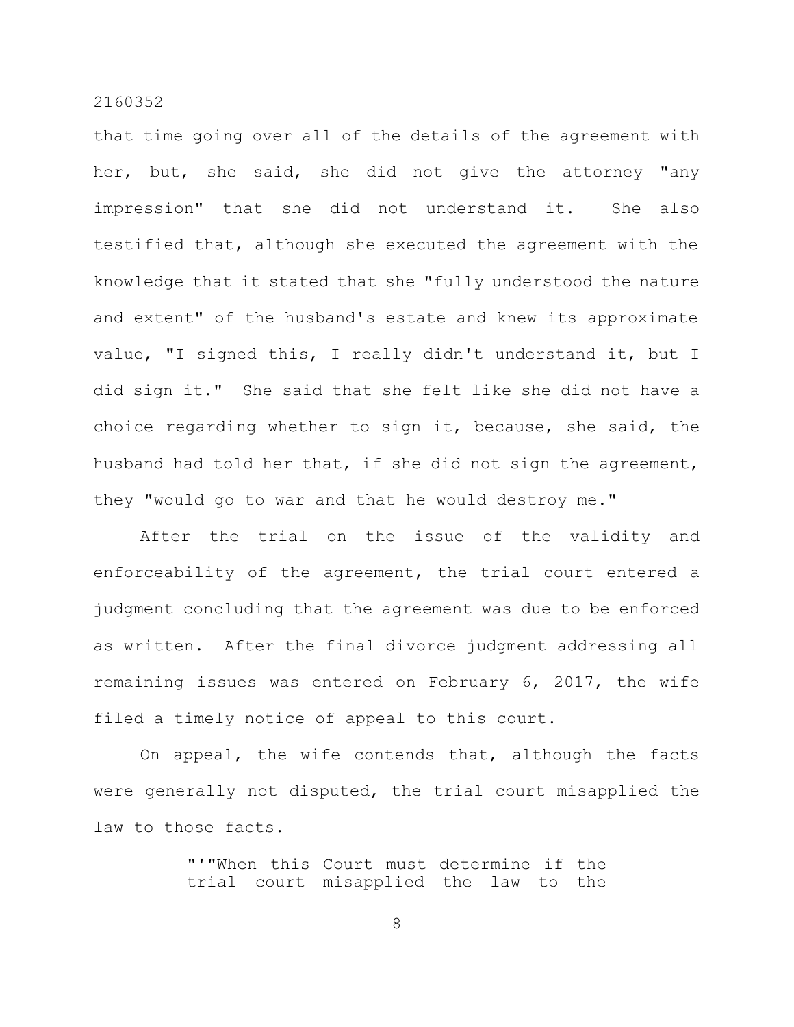that time going over all of the details of the agreement with her, but, she said, she did not give the attorney "any impression" that she did not understand it. She also testified that, although she executed the agreement with the knowledge that it stated that she "fully understood the nature and extent" of the husband's estate and knew its approximate value, "I signed this, I really didn't understand it, but I did sign it." She said that she felt like she did not have a choice regarding whether to sign it, because, she said, the husband had told her that, if she did not sign the agreement, they "would go to war and that he would destroy me."

After the trial on the issue of the validity and enforceability of the agreement, the trial court entered a judgment concluding that the agreement was due to be enforced as written. After the final divorce judgment addressing all remaining issues was entered on February 6, 2017, the wife filed a timely notice of appeal to this court.

On appeal, the wife contends that, although the facts were generally not disputed, the trial court misapplied the law to those facts.

> "'"When this Court must determine if the trial court misapplied the law to the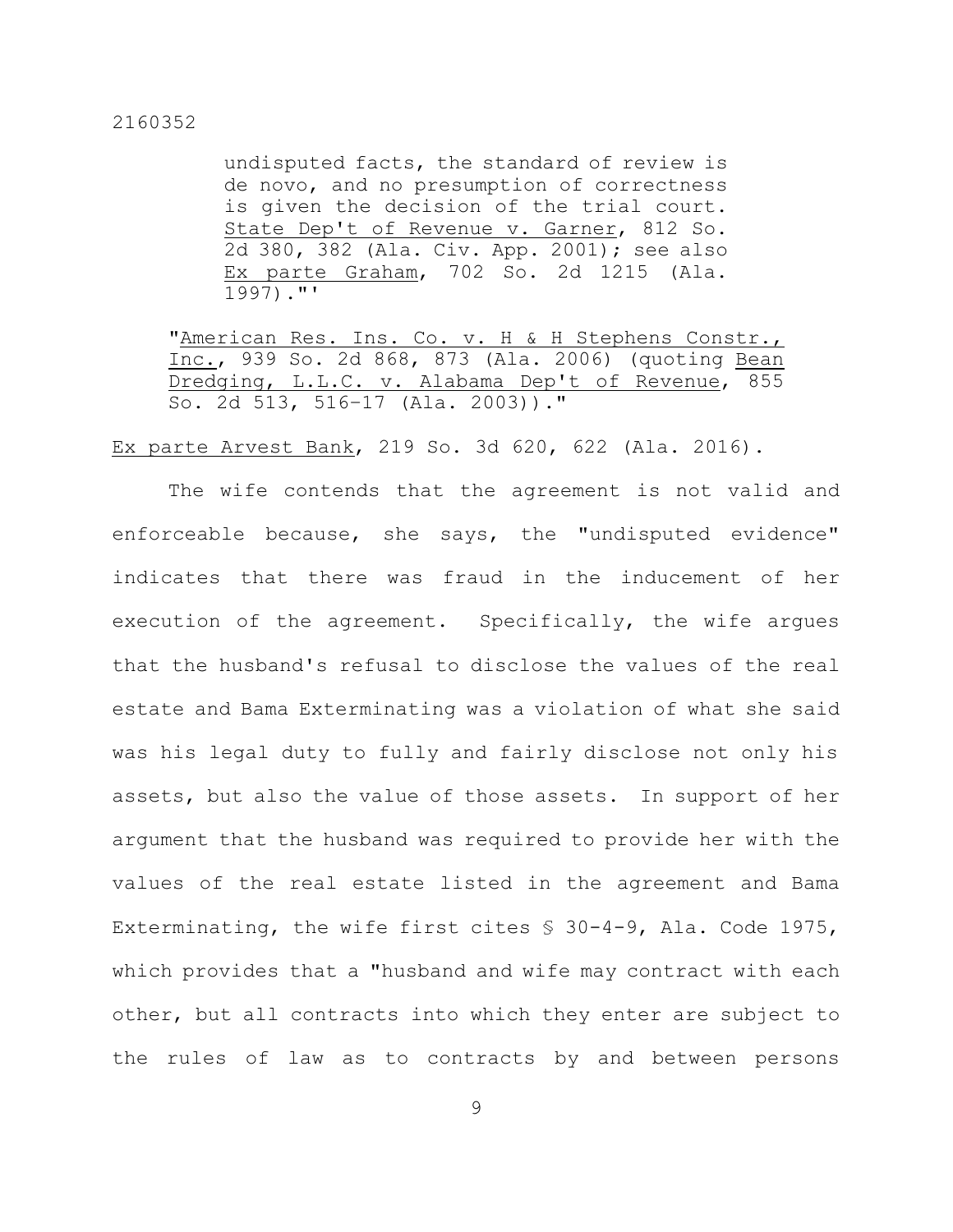> undisputed facts, the standard of review is de novo, and no presumption of correctness is given the decision of the trial court. State Dep't of Revenue v. Garner, 812 So. 2d 380, 382 (Ala. Civ. App. 2001); see also Ex parte Graham, 702 So. 2d 1215 (Ala. 1997).'"
>
> "American Res. Ins. Co. v. H & H Stephens Constr., Inc., 939 So. 2d 868, 873 (Ala. 2006) (quoting Bean Dredging, L.L.C. v. Alabama Dep't of Revenue, 855 So. 2d 513, 516–17 (Ala. 2003))."

Ex parte Arvest Bank, 219 So. 3d 620, 622 (Ala. 2016).

The wife contends that the agreement is not valid and enforceable because, she says, the "undisputed evidence" indicates that there was fraud in the inducement of her execution of the agreement. Specifically, the wife argues that the husband's refusal to disclose the values of the real estate and Bama Exterminating was a violation of what she said was his legal duty to fully and fairly disclose not only his assets, but also the value of those assets. In support of her argument that the husband was required to provide her with the values of the real estate listed in the agreement and Bama Exterminating, the wife first cites § 30-4-9, Ala. Code 1975, which provides that a "husband and wife may contract with each other, but all contracts into which they enter are subject to the rules of law as to contracts by and between persons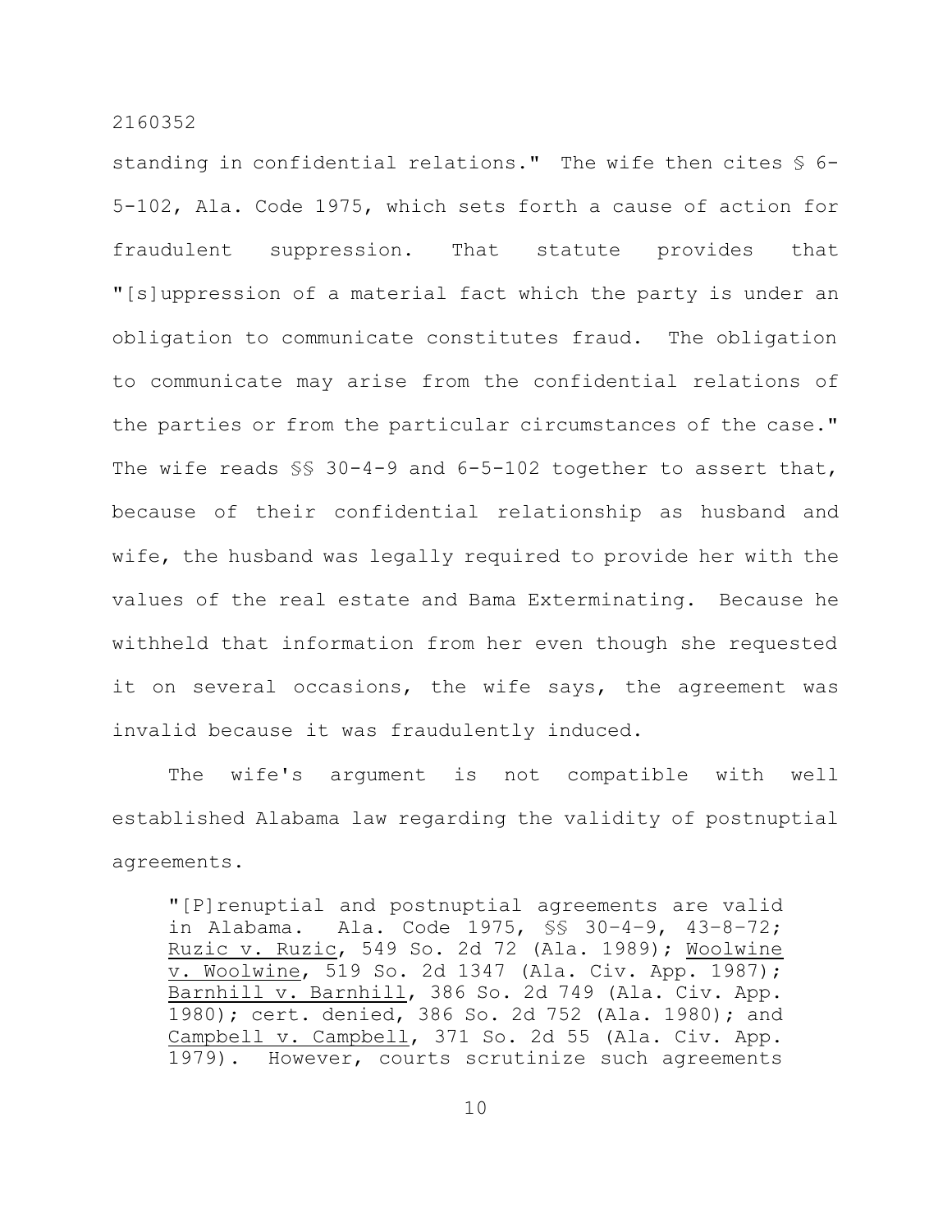standing in confidential relations." The wife then cites § 6-5-102, Ala. Code 1975, which sets forth a cause of action for fraudulent suppression. That statute provides that "[s]uppression of a material fact which the party is under an obligation to communicate constitutes fraud. The obligation to communicate may arise from the confidential relations of the parties or from the particular circumstances of the case." The wife reads §§ 30-4-9 and 6-5-102 together to assert that, because of their confidential relationship as husband and wife, the husband was legally required to provide her with the values of the real estate and Bama Exterminating. Because he withheld that information from her even though she requested it on several occasions, the wife says, the agreement was invalid because it was fraudulently induced.

The wife's argument is not compatible with well established Alabama law regarding the validity of postnuptial agreements.

> "[P]renuptial and postnuptial agreements are valid in Alabama. Ala. Code 1975, §§ 30–4–9, 43–8–72; Ruzic v. Ruzic, 549 So. 2d 72 (Ala. 1989); Woolwine v. Woolwine, 519 So. 2d 1347 (Ala. Civ. App. 1987); Barnhill v. Barnhill, 386 So. 2d 749 (Ala. Civ. App. 1980); cert. denied, 386 So. 2d 752 (Ala. 1980); and Campbell v. Campbell, 371 So. 2d 55 (Ala. Civ. App. 1979). However, courts scrutinize such agreements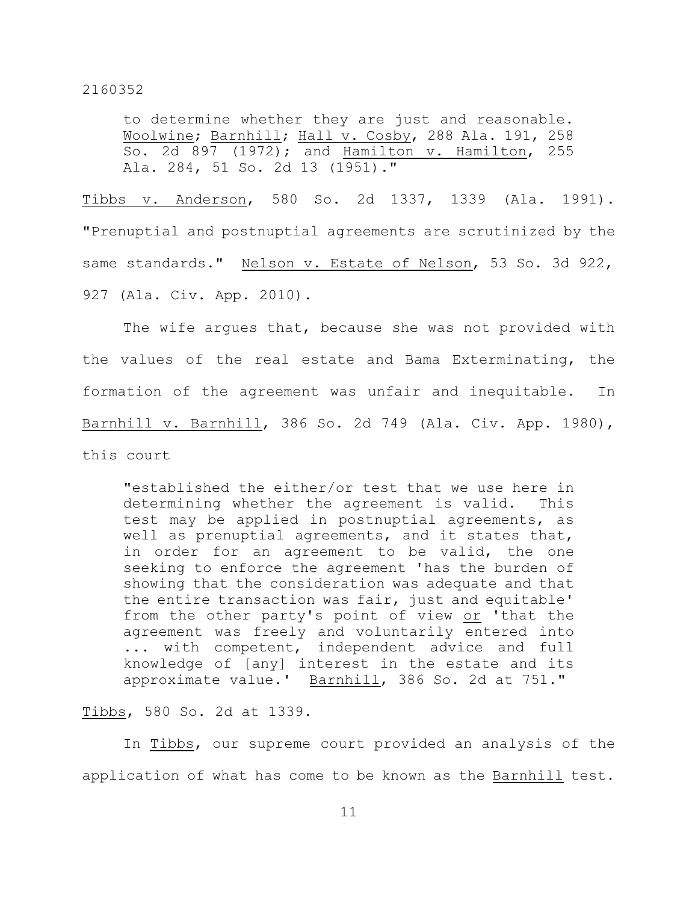to determine whether they are just and reasonable. Woolwine; Barnhill; Hall v. Cosby, 288 Ala. 191, 258 So. 2d 897 (1972); and Hamilton v. Hamilton, 255 Ala. 284, 51 So. 2d 13 (1951)."

Tibbs v. Anderson, 580 So. 2d 1337, 1339 (Ala. 1991). "Prenuptial and postnuptial agreements are scrutinized by the same standards." Nelson v. Estate of Nelson, 53 So. 3d 922, 927 (Ala. Civ. App. 2010).

The wife argues that, because she was not provided with the values of the real estate and Bama Exterminating, the formation of the agreement was unfair and inequitable. In Barnhill v. Barnhill, 386 So. 2d 749 (Ala. Civ. App. 1980), this court

> "established the either/or test that we use here in determining whether the agreement is valid. This test may be applied in postnuptial agreements, as well as prenuptial agreements, and it states that, in order for an agreement to be valid, the one seeking to enforce the agreement 'has the burden of showing that the consideration was adequate and that the entire transaction was fair, just and equitable' from the other party's point of view or 'that the agreement was freely and voluntarily entered into ... with competent, independent advice and full knowledge of [any] interest in the estate and its approximate value.' Barnhill, 386 So. 2d at 751."

Tibbs, 580 So. 2d at 1339.

In Tibbs, our supreme court provided an analysis of the application of what has come to be known as the Barnhill test.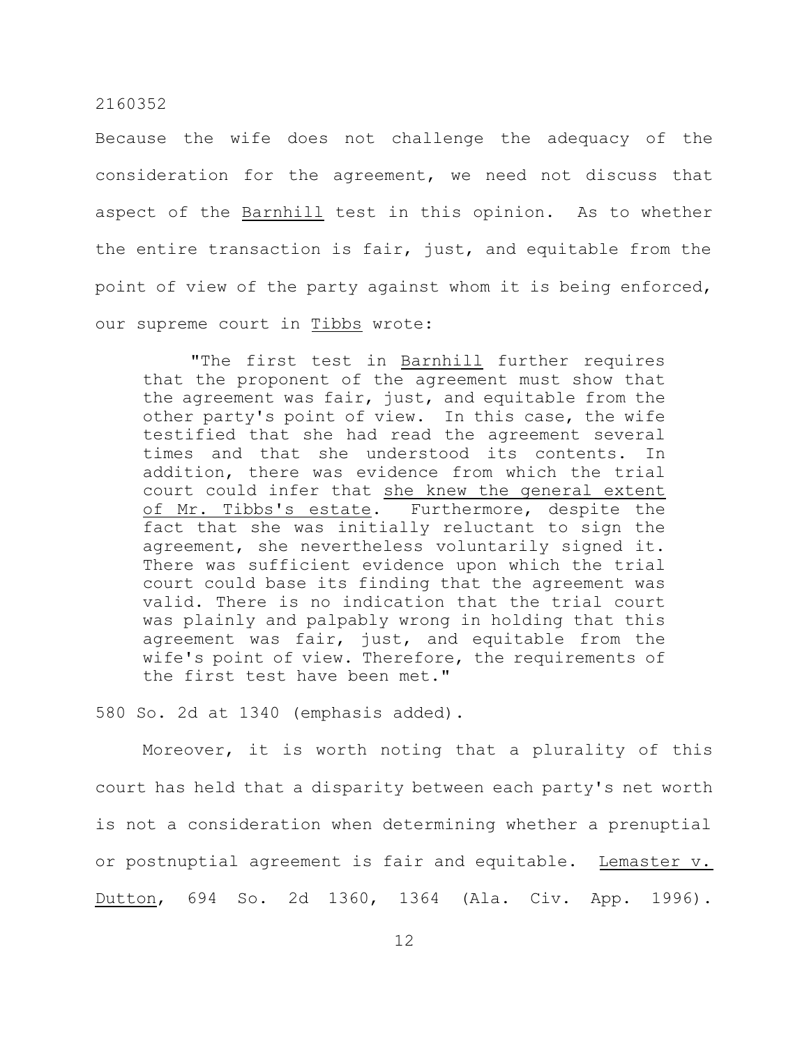Because the wife does not challenge the adequacy of the consideration for the agreement, we need not discuss that aspect of the _Barnhill_ test in this opinion. As to whether the entire transaction is fair, just, and equitable from the point of view of the party against whom it is being enforced, our supreme court in _Tibbs_ wrote:

> "The first test in _Barnhill_ further requires that the proponent of the agreement must show that the agreement was fair, just, and equitable from the other party's point of view. In this case, the wife testified that she had read the agreement several times and that she understood its contents. In addition, there was evidence from which the trial court could infer that _she knew the general extent of Mr. Tibbs's estate_. Furthermore, despite the fact that she was initially reluctant to sign the agreement, she nevertheless voluntarily signed it. There was sufficient evidence upon which the trial court could base its finding that the agreement was valid. There is no indication that the trial court was plainly and palpably wrong in holding that this agreement was fair, just, and equitable from the wife's point of view. Therefore, the requirements of the first test have been met."

580 So. 2d at 1340 (emphasis added).

Moreover, it is worth noting that a plurality of this court has held that a disparity between each party's net worth is not a consideration when determining whether a prenuptial or postnuptial agreement is fair and equitable. _Lemaster v. Dutton_, 694 So. 2d 1360, 1364 (Ala. Civ. App. 1996).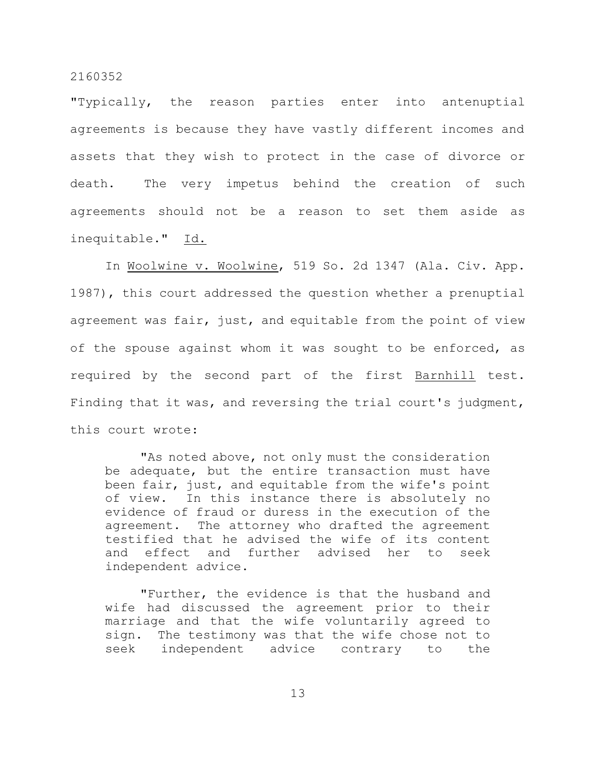"Typically, the reason parties enter into antenuptial agreements is because they have vastly different incomes and assets that they wish to protect in the case of divorce or death. The very impetus behind the creation of such agreements should not be a reason to set them aside as inequitable." Id.

In Woolwine v. Woolwine, 519 So. 2d 1347 (Ala. Civ. App. 1987), this court addressed the question whether a prenuptial agreement was fair, just, and equitable from the point of view of the spouse against whom it was sought to be enforced, as required by the second part of the first Barnhill test. Finding that it was, and reversing the trial court's judgment, this court wrote:

> "As noted above, not only must the consideration be adequate, but the entire transaction must have been fair, just, and equitable from the wife's point of view. In this instance there is absolutely no evidence of fraud or duress in the execution of the agreement. The attorney who drafted the agreement testified that he advised the wife of its content and effect and further advised her to seek independent advice.
>
> "Further, the evidence is that the husband and wife had discussed the agreement prior to their marriage and that the wife voluntarily agreed to sign. The testimony was that the wife chose not to seek independent advice contrary to the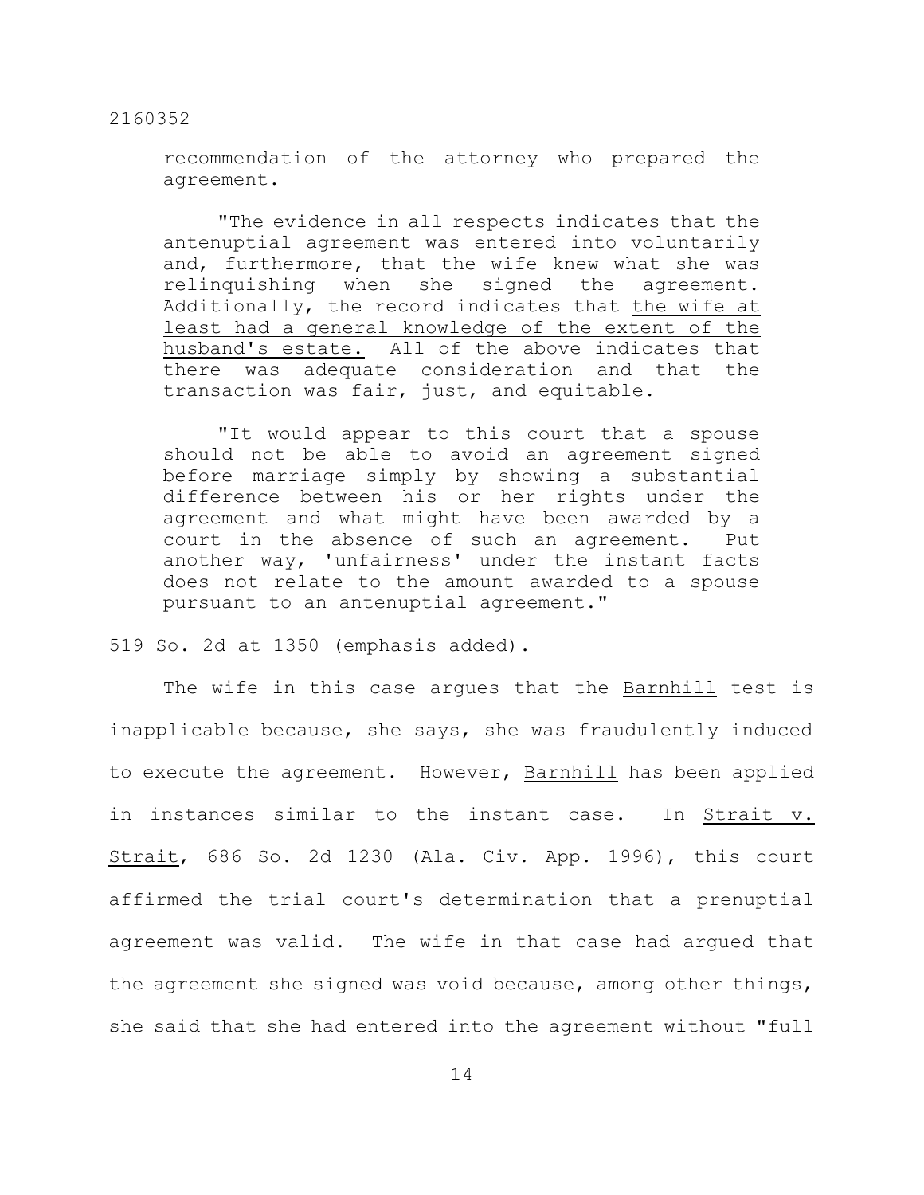> recommendation of the attorney who prepared the agreement.
>
> "The evidence in all respects indicates that the antenuptial agreement was entered into voluntarily and, furthermore, that the wife knew what she was relinquishing when she signed the agreement. Additionally, the record indicates that <u>the wife at least had a general knowledge of the extent of the husband's estate.</u> All of the above indicates that there was adequate consideration and that the transaction was fair, just, and equitable.
>
> "It would appear to this court that a spouse should not be able to avoid an agreement signed before marriage simply by showing a substantial difference between his or her rights under the agreement and what might have been awarded by a court in the absence of such an agreement. Put another way, 'unfairness' under the instant facts does not relate to the amount awarded to a spouse pursuant to an antenuptial agreement."

519 So. 2d at 1350 (emphasis added).

The wife in this case argues that the <u>Barnhill</u> test is inapplicable because, she says, she was fraudulently induced to execute the agreement. However, <u>Barnhill</u> has been applied in instances similar to the instant case. In <u>Strait v. Strait</u>, 686 So. 2d 1230 (Ala. Civ. App. 1996), this court affirmed the trial court's determination that a prenuptial agreement was valid. The wife in that case had argued that the agreement she signed was void because, among other things, she said that she had entered into the agreement without "full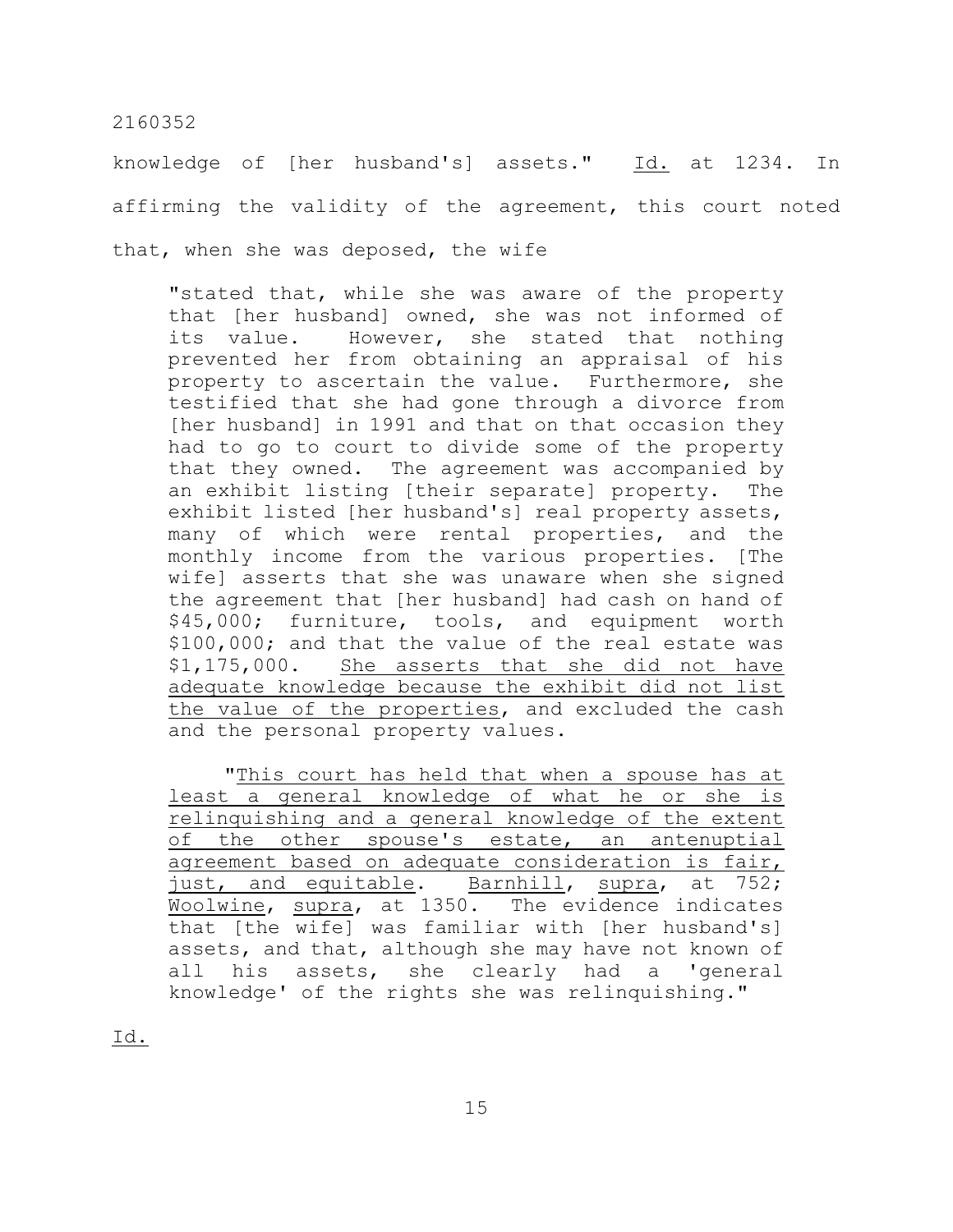knowledge of [her husband's] assets." Id. at 1234. In affirming the validity of the agreement, this court noted that, when she was deposed, the wife

> "stated that, while she was aware of the property that [her husband] owned, she was not informed of its value. However, she stated that nothing prevented her from obtaining an appraisal of his property to ascertain the value. Furthermore, she testified that she had gone through a divorce from [her husband] in 1991 and that on that occasion they had to go to court to divide some of the property that they owned. The agreement was accompanied by an exhibit listing [their separate] property. The exhibit listed [her husband's] real property assets, many of which were rental properties, and the monthly income from the various properties. [The wife] asserts that she was unaware when she signed the agreement that [her husband] had cash on hand of $45,000; furniture, tools, and equipment worth $100,000; and that the value of the real estate was $1,175,000. She asserts that she did not have adequate knowledge because the exhibit did not list the value of the properties, and excluded the cash and the personal property values.
>
> "This court has held that when a spouse has at least a general knowledge of what he or she is relinquishing and a general knowledge of the extent of the other spouse's estate, an antenuptial agreement based on adequate consideration is fair, just, and equitable. Barnhill, supra, at 752; Woolwine, supra, at 1350. The evidence indicates that [the wife] was familiar with [her husband's] assets, and that, although she may have not known of all his assets, she clearly had a 'general knowledge' of the rights she was relinquishing."

Id.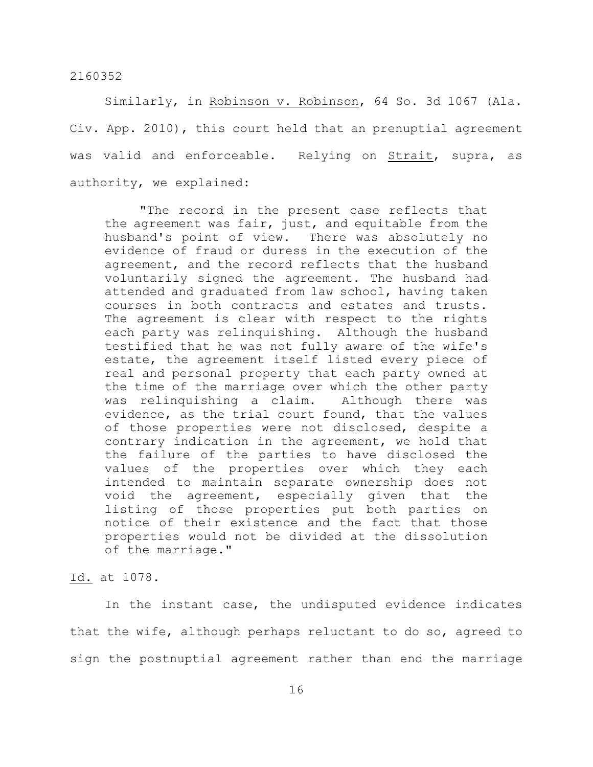Similarly, in Robinson v. Robinson, 64 So. 3d 1067 (Ala. Civ. App. 2010), this court held that an prenuptial agreement was valid and enforceable. Relying on Strait, supra, as authority, we explained:

> "The record in the present case reflects that the agreement was fair, just, and equitable from the husband's point of view. There was absolutely no evidence of fraud or duress in the execution of the agreement, and the record reflects that the husband voluntarily signed the agreement. The husband had attended and graduated from law school, having taken courses in both contracts and estates and trusts. The agreement is clear with respect to the rights each party was relinquishing. Although the husband testified that he was not fully aware of the wife's estate, the agreement itself listed every piece of real and personal property that each party owned at the time of the marriage over which the other party was relinquishing a claim. Although there was evidence, as the trial court found, that the values of those properties were not disclosed, despite a contrary indication in the agreement, we hold that the failure of the parties to have disclosed the values of the properties over which they each intended to maintain separate ownership does not void the agreement, especially given that the listing of those properties put both parties on notice of their existence and the fact that those properties would not be divided at the dissolution of the marriage."

Id. at 1078.

In the instant case, the undisputed evidence indicates that the wife, although perhaps reluctant to do so, agreed to sign the postnuptial agreement rather than end the marriage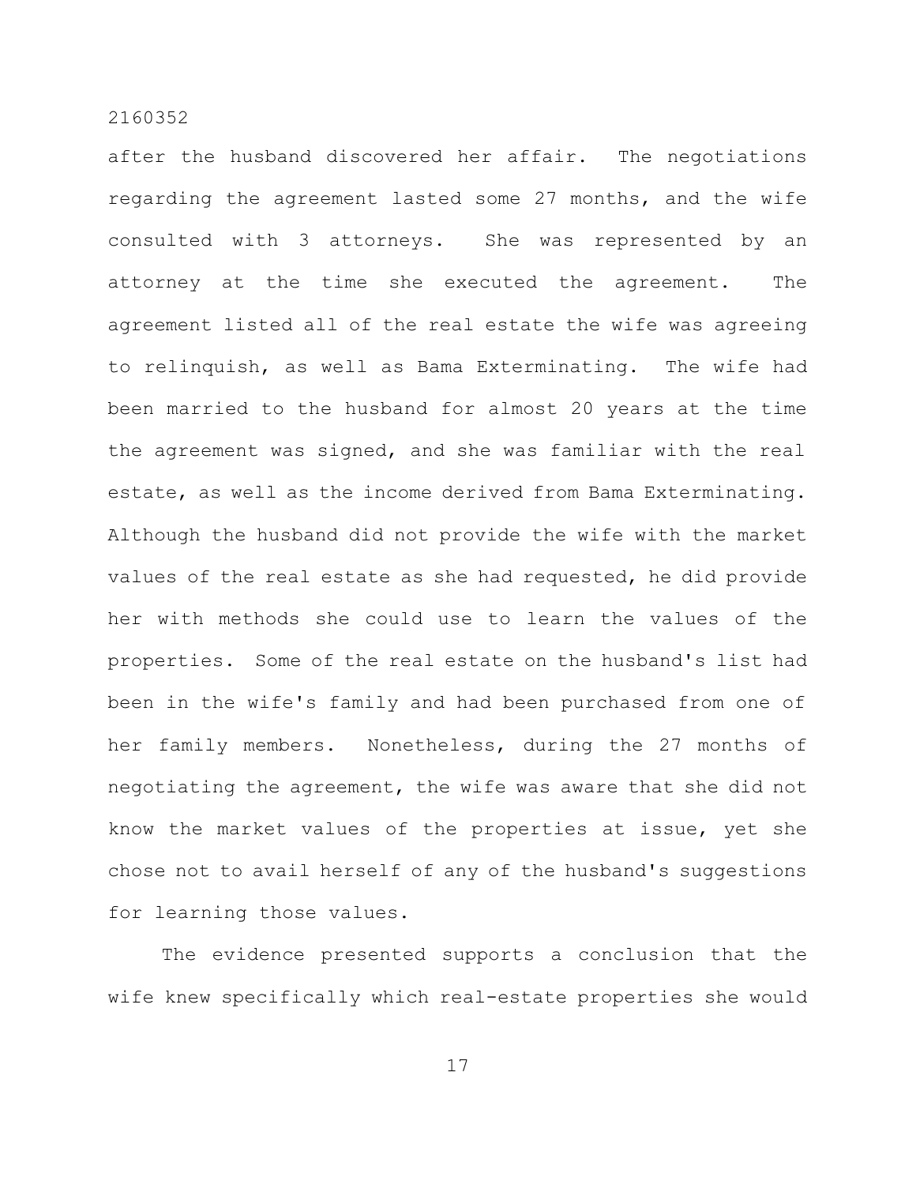after the husband discovered her affair. The negotiations regarding the agreement lasted some 27 months, and the wife consulted with 3 attorneys. She was represented by an attorney at the time she executed the agreement. The agreement listed all of the real estate the wife was agreeing to relinquish, as well as Bama Exterminating. The wife had been married to the husband for almost 20 years at the time the agreement was signed, and she was familiar with the real estate, as well as the income derived from Bama Exterminating. Although the husband did not provide the wife with the market values of the real estate as she had requested, he did provide her with methods she could use to learn the values of the properties. Some of the real estate on the husband's list had been in the wife's family and had been purchased from one of her family members. Nonetheless, during the 27 months of negotiating the agreement, the wife was aware that she did not know the market values of the properties at issue, yet she chose not to avail herself of any of the husband's suggestions for learning those values.

The evidence presented supports a conclusion that the wife knew specifically which real-estate properties she would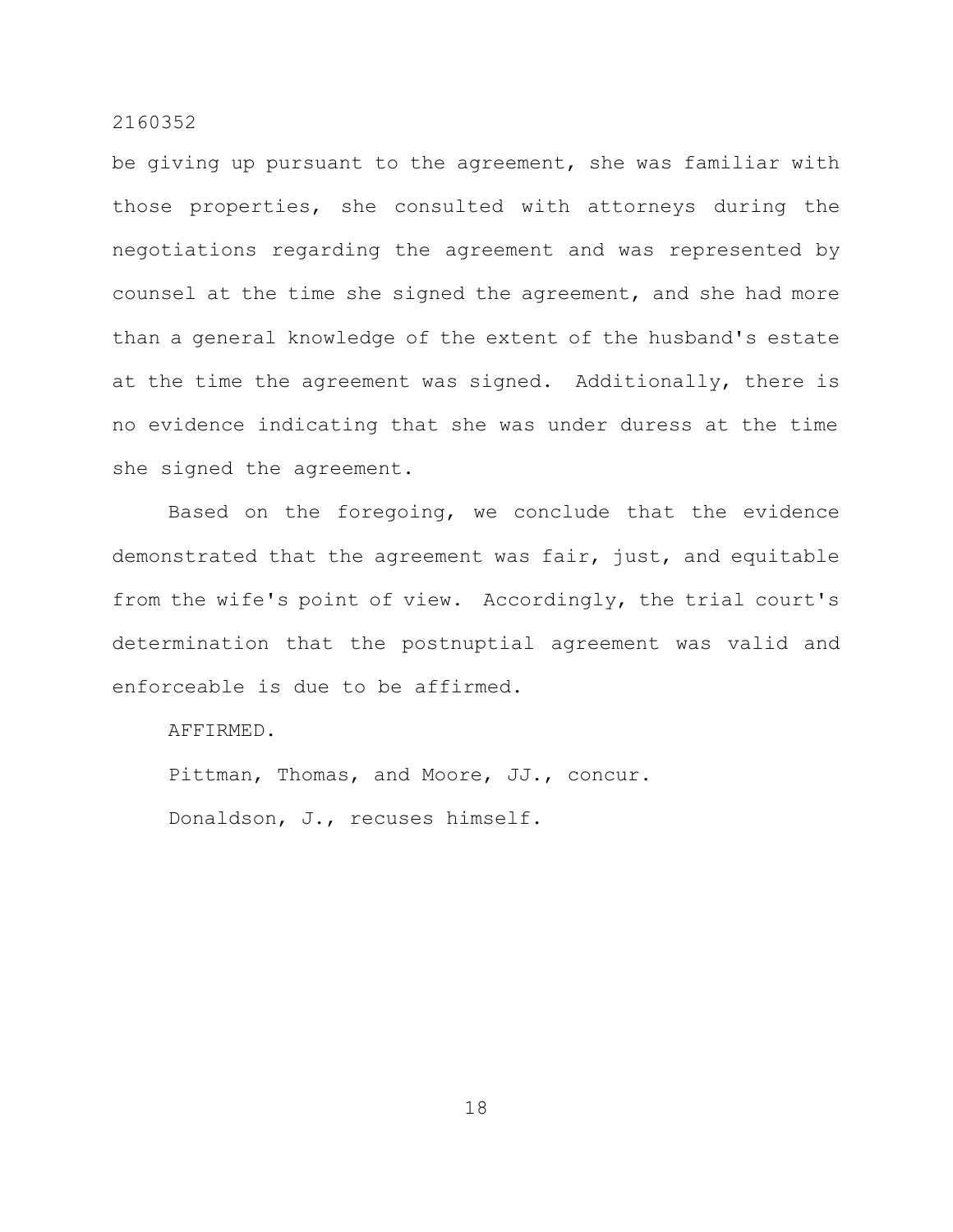be giving up pursuant to the agreement, she was familiar with those properties, she consulted with attorneys during the negotiations regarding the agreement and was represented by counsel at the time she signed the agreement, and she had more than a general knowledge of the extent of the husband's estate at the time the agreement was signed. Additionally, there is no evidence indicating that she was under duress at the time she signed the agreement.

Based on the foregoing, we conclude that the evidence demonstrated that the agreement was fair, just, and equitable from the wife's point of view. Accordingly, the trial court's determination that the postnuptial agreement was valid and enforceable is due to be affirmed.

AFFIRMED.

Pittman, Thomas, and Moore, JJ., concur.

Donaldson, J., recuses himself.